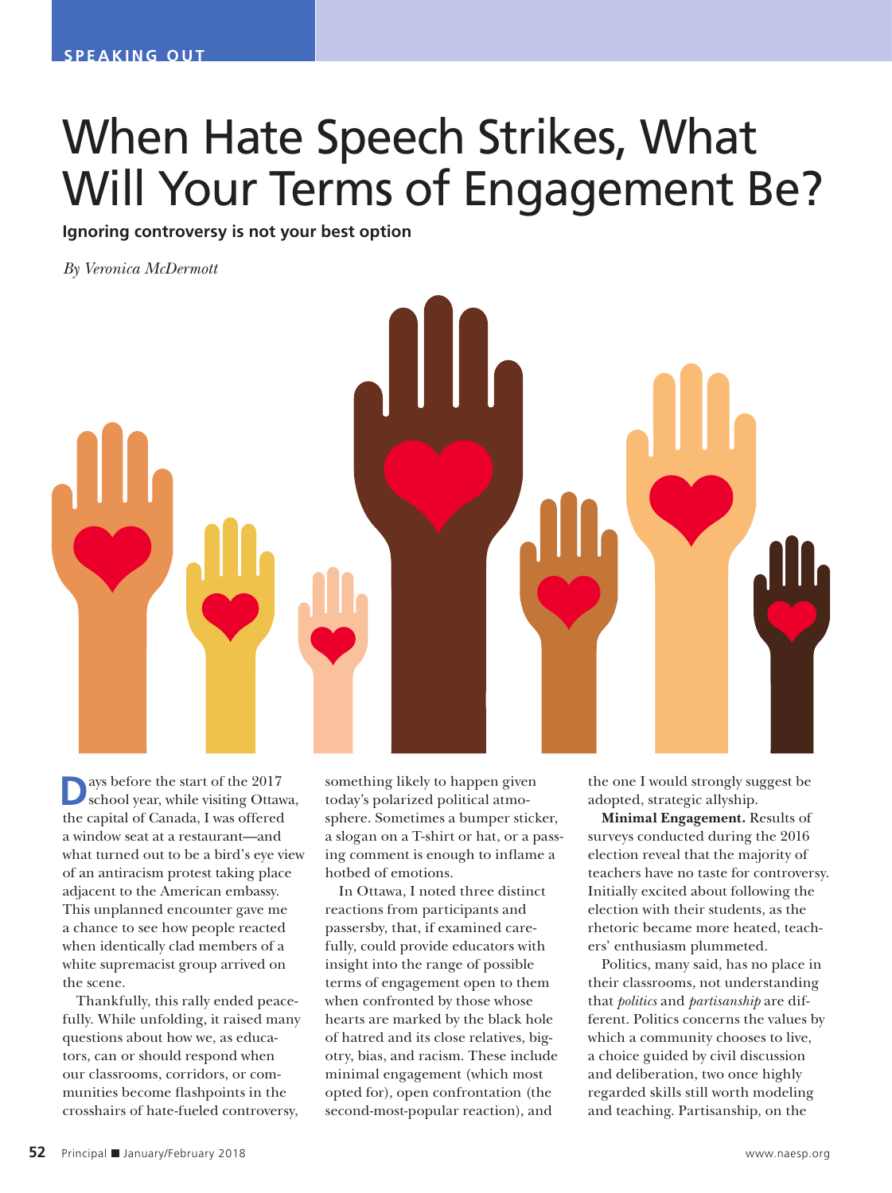SPEAKING OUT

# When Hate Speech Strikes, What Will Your Terms of Engagement Be?

**Ignoring controversy is not your best option**

*By Veronica McDermott*

Days before the start of the 2017 school year, while visiting Ottawa, the capital of Canada, I was offered a window seat at a restaurant—and what turned out to be a bird's eye view of an antiracism protest taking place adjacent to the American embassy. This unplanned encounter gave me a chance to see how people reacted when identically clad members of a white supremacist group arrived on the scene.

Thankfully, this rally ended peacefully. While unfolding, it raised many questions about how we, as educators, can or should respond when our classrooms, corridors, or communities become flashpoints in the crosshairs of hate-fueled controversy, something likely to happen given today's polarized political atmosphere. Sometimes a bumper sticker, a slogan on a T-shirt or hat, or a passing comment is enough to inflame a hotbed of emotions.

In Ottawa, I noted three distinct reactions from participants and passersby, that, if examined carefully, could provide educators with insight into the range of possible terms of engagement open to them when confronted by those whose hearts are marked by the black hole of hatred and its close relatives, bigotry, bias, and racism. These include minimal engagement (which most opted for), open confrontation (the second-most-popular reaction), and the one I would strongly suggest be adopted, strategic allyship.

**Minimal Engagement.** Results of surveys conducted during the 2016 election reveal that the majority of teachers have no taste for controversy. Initially excited about following the election with their students, as the rhetoric became more heated, teachers' enthusiasm plummeted.

Politics, many said, has no place in their classrooms, not understanding that *politics* and *partisanship* are different. Politics concerns the values by which a community chooses to live, a choice guided by civil discussion and deliberation, two once highly regarded skills still worth modeling and teaching. Partisanship, on the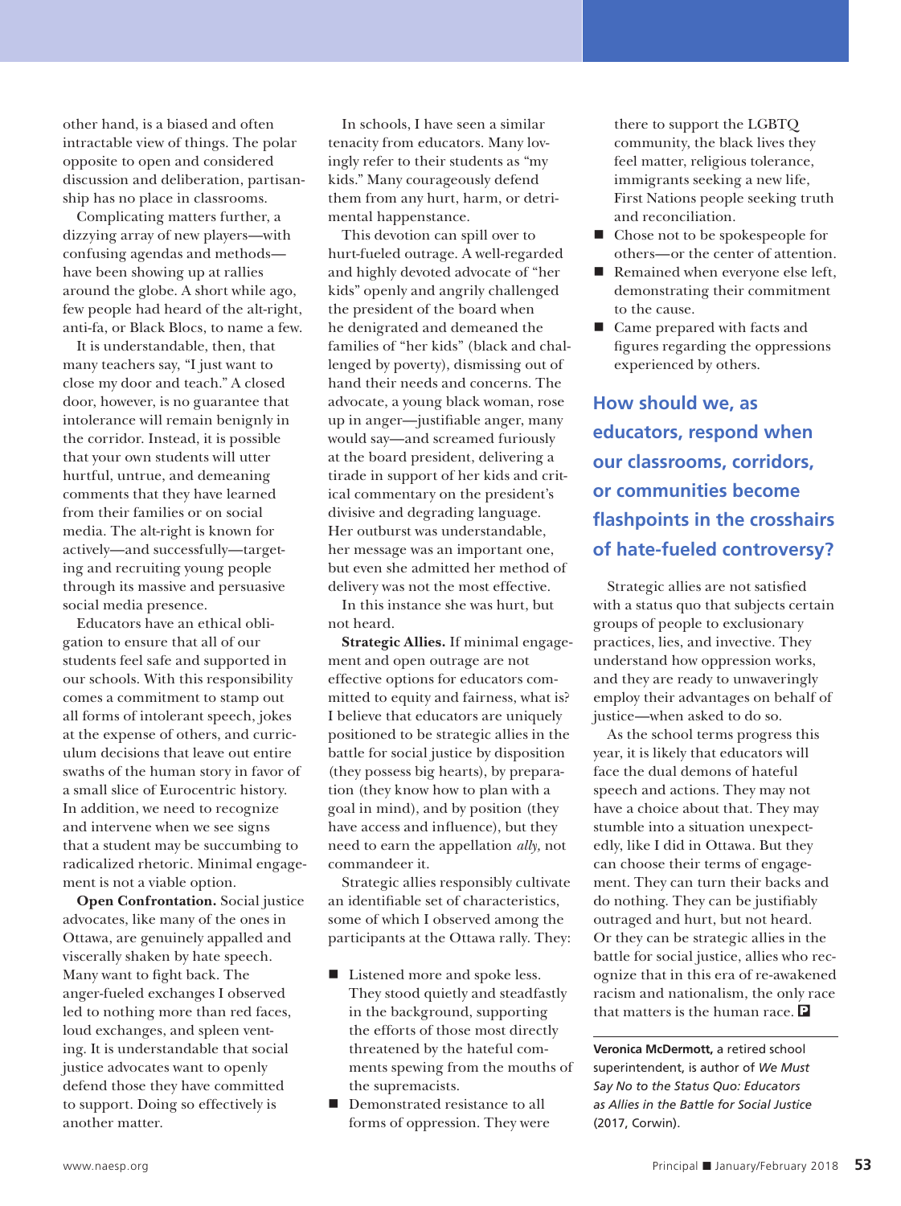other hand, is a biased and often intractable view of things. The polar opposite to open and considered discussion and deliberation, partisanship has no place in classrooms.

Complicating matters further, a dizzying array of new players—with confusing agendas and methods—have been showing up at rallies around the globe. A short while ago, few people had heard of the alt-right, anti-fa, or Black Blocs, to name a few.

It is understandable, then, that many teachers say, "I just want to close my door and teach." A closed door, however, is no guarantee that intolerance will remain benignly in the corridor. Instead, it is possible that your own students will utter hurtful, untrue, and demeaning comments that they have learned from their families or on social media. The alt-right is known for actively—and successfully—targeting and recruiting young people through its massive and persuasive social media presence.

Educators have an ethical obligation to ensure that all of our students feel safe and supported in our schools. With this responsibility comes a commitment to stamp out all forms of intolerant speech, jokes at the expense of others, and curriculum decisions that leave out entire swaths of the human story in favor of a small slice of Eurocentric history. In addition, we need to recognize and intervene when we see signs that a student may be succumbing to radicalized rhetoric. Minimal engagement is not a viable option.

**Open Confrontation.** Social justice advocates, like many of the ones in Ottawa, are genuinely appalled and viscerally shaken by hate speech. Many want to fight back. The anger-fueled exchanges I observed led to nothing more than red faces, loud exchanges, and spleen venting. It is understandable that social justice advocates want to openly defend those they have committed to support. Doing so effectively is another matter.

In schools, I have seen a similar tenacity from educators. Many lovingly refer to their students as "my kids." Many courageously defend them from any hurt, harm, or detrimental happenstance.

This devotion can spill over to hurt-fueled outrage. A well-regarded and highly devoted advocate of "her kids" openly and angrily challenged the president of the board when he denigrated and demeaned the families of "her kids" (black and challenged by poverty), dismissing out of hand their needs and concerns. The advocate, a young black woman, rose up in anger—justifiable anger, many would say—and screamed furiously at the board president, delivering a tirade in support of her kids and critical commentary on the president's divisive and degrading language. Her outburst was understandable, her message was an important one, but even she admitted her method of delivery was not the most effective.

In this instance she was hurt, but not heard.

**Strategic Allies.** If minimal engagement and open outrage are not effective options for educators committed to equity and fairness, what is? I believe that educators are uniquely positioned to be strategic allies in the battle for social justice by disposition (they possess big hearts), by preparation (they know how to plan with a goal in mind), and by position (they have access and influence), but they need to earn the appellation *ally,* not commandeer it.

Strategic allies responsibly cultivate an identifiable set of characteristics, some of which I observed among the participants at the Ottawa rally. They:

- Listened more and spoke less. They stood quietly and steadfastly in the background, supporting the efforts of those most directly threatened by the hateful comments spewing from the mouths of the supremacists.
- Demonstrated resistance to all forms of oppression. They were there to support the LGBTQ community, the black lives they feel matter, religious tolerance, immigrants seeking a new life, First Nations people seeking truth and reconciliation.
- Chose not to be spokespeople for others—or the center of attention.
- Remained when everyone else left, demonstrating their commitment to the cause.
- Came prepared with facts and figures regarding the oppressions experienced by others.

## How should we, as educators, respond when our classrooms, corridors, or communities become flashpoints in the crosshairs of hate-fueled controversy?

Strategic allies are not satisfied with a status quo that subjects certain groups of people to exclusionary practices, lies, and invective. They understand how oppression works, and they are ready to unwaveringly employ their advantages on behalf of justice—when asked to do so.

As the school terms progress this year, it is likely that educators will face the dual demons of hateful speech and actions. They may not have a choice about that. They may stumble into a situation unexpectedly, like I did in Ottawa. But they can choose their terms of engagement. They can turn their backs and do nothing. They can be justifiably outraged and hurt, but not heard. Or they can be strategic allies in the battle for social justice, allies who recognize that in this era of re-awakened racism and nationalism, the only race that matters is the human race.

---

**Veronica McDermott,** a retired school superintendent, is author of *We Must Say No to the Status Quo: Educators as Allies in the Battle for Social Justice* (2017, Corwin).